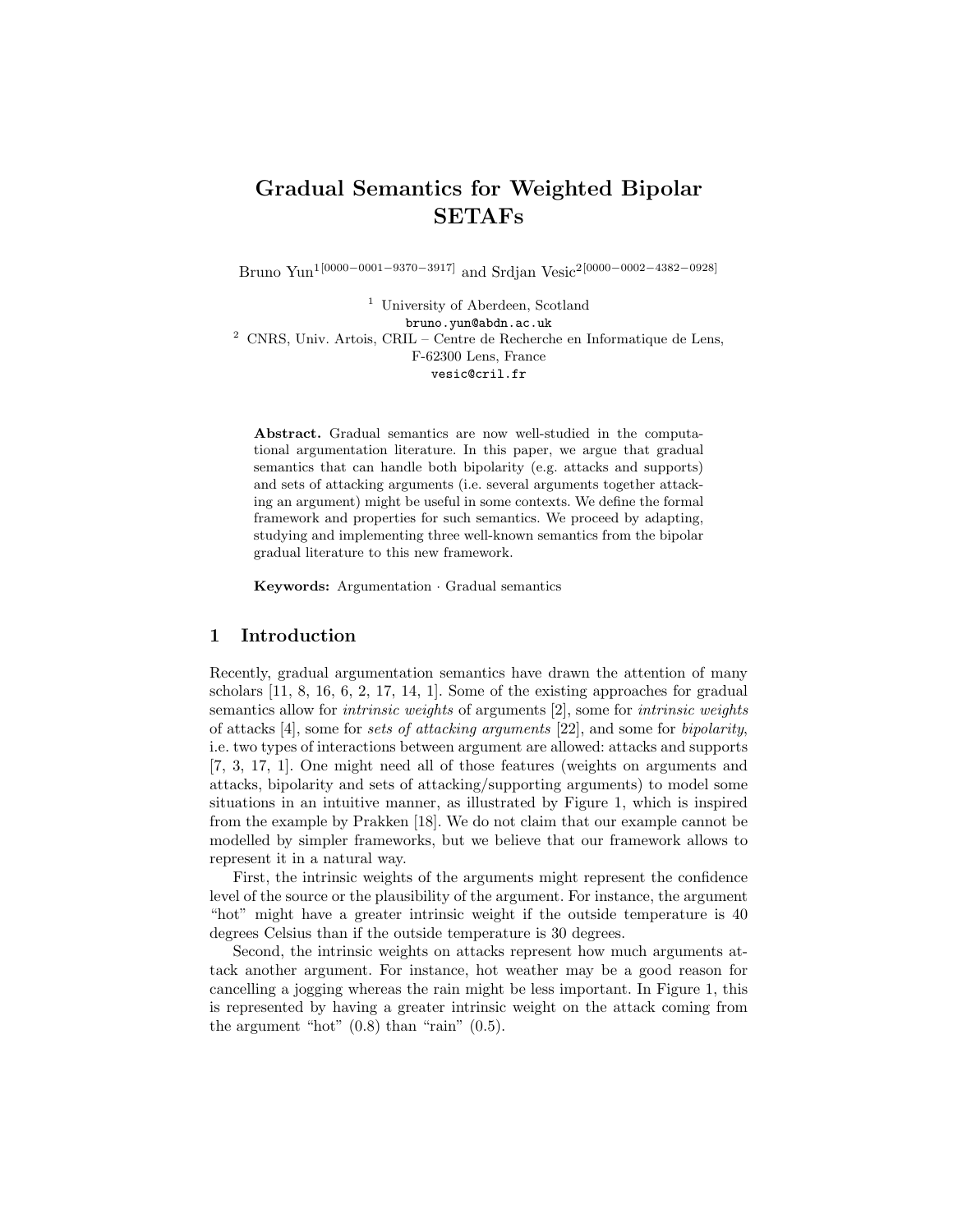# Gradual Semantics for Weighted Bipolar SETAFs

Bruno Yun[1] [0000−0001−9370−3917] and Srdjan Vesic[2] [0000−0002−4382−0928]

[1] University of Aberdeen, Scotland
bruno.yun@abdn.ac.uk

[2] CNRS, Univ. Artois, CRIL – Centre de Recherche en Informatique de Lens, F-62300 Lens, France
vesic@cril.fr

**Abstract.** Gradual semantics are now well-studied in the computational argumentation literature. In this paper, we argue that gradual semantics that can handle both bipolarity (e.g. attacks and supports) and sets of attacking arguments (i.e. several arguments together attacking an argument) might be useful in some contexts. We define the formal framework and properties for such semantics. We proceed by adapting, studying and implementing three well-known semantics from the bipolar gradual literature to this new framework.

**Keywords:** Argumentation · Gradual semantics

## 1 Introduction

Recently, gradual argumentation semantics have drawn the attention of many scholars [11, 8, 16, 6, 2, 17, 14, 1]. Some of the existing approaches for gradual semantics allow for *intrinsic weights* of arguments [2], some for *intrinsic weights* of attacks [4], some for *sets of attacking arguments* [22], and some for *bipolarity*, i.e. two types of interactions between argument are allowed: attacks and supports [7, 3, 17, 1]. One might need all of those features (weights on arguments and attacks, bipolarity and sets of attacking/supporting arguments) to model some situations in an intuitive manner, as illustrated by Figure 1, which is inspired from the example by Prakken [18]. We do not claim that our example cannot be modelled by simpler frameworks, but we believe that our framework allows to represent it in a natural way.

First, the intrinsic weights of the arguments might represent the confidence level of the source or the plausibility of the argument. For instance, the argument "hot" might have a greater intrinsic weight if the outside temperature is 40 degrees Celsius than if the outside temperature is 30 degrees.

Second, the intrinsic weights on attacks represent how much arguments attack another argument. For instance, hot weather may be a good reason for cancelling a jogging whereas the rain might be less important. In Figure 1, this is represented by having a greater intrinsic weight on the attack coming from the argument "hot" (0.8) than "rain" (0.5).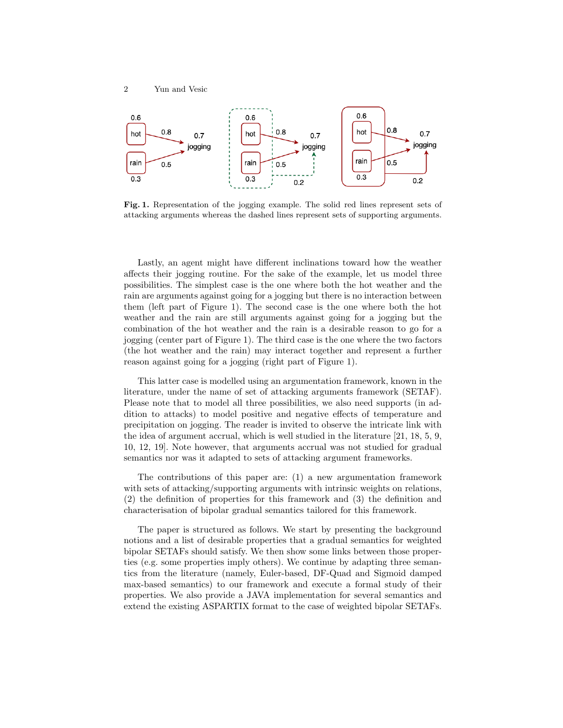**Fig. 1.** Representation of the jogging example. The solid red lines represent sets of attacking arguments whereas the dashed lines represent sets of supporting arguments.

Lastly, an agent might have different inclinations toward how the weather affects their jogging routine. For the sake of the example, let us model three possibilities. The simplest case is the one where both the hot weather and the rain are arguments against going for a jogging but there is no interaction between them (left part of Figure 1). The second case is the one where both the hot weather and the rain are still arguments against going for a jogging but the combination of the hot weather and the rain is a desirable reason to go for a jogging (center part of Figure 1). The third case is the one where the two factors (the hot weather and the rain) may interact together and represent a further reason against going for a jogging (right part of Figure 1).

This latter case is modelled using an argumentation framework, known in the literature, under the name of set of attacking arguments framework (SETAF). Please note that to model all three possibilities, we also need supports (in addition to attacks) to model positive and negative effects of temperature and precipitation on jogging. The reader is invited to observe the intricate link with the idea of argument accrual, which is well studied in the literature [21, 18, 5, 9, 10, 12, 19]. Note however, that arguments accrual was not studied for gradual semantics nor was it adapted to sets of attacking argument frameworks.

The contributions of this paper are: (1) a new argumentation framework with sets of attacking/supporting arguments with intrinsic weights on relations, (2) the definition of properties for this framework and (3) the definition and characterisation of bipolar gradual semantics tailored for this framework.

The paper is structured as follows. We start by presenting the background notions and a list of desirable properties that a gradual semantics for weighted bipolar SETAFs should satisfy. We then show some links between those properties (e.g. some properties imply others). We continue by adapting three semantics from the literature (namely, Euler-based, DF-Quad and Sigmoid damped max-based semantics) to our framework and execute a formal study of their properties. We also provide a JAVA implementation for several semantics and extend the existing ASPARTIX format to the case of weighted bipolar SETAFs.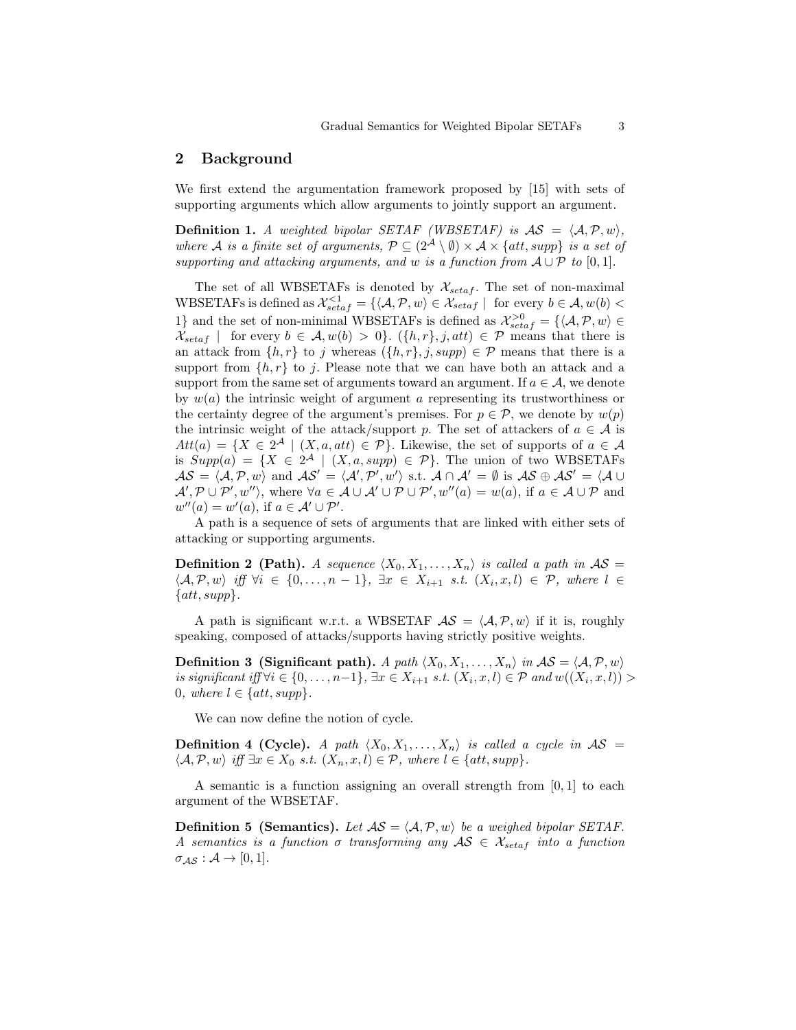## 2 Background

We first extend the argumentation framework proposed by [15] with sets of supporting arguments which allow arguments to jointly support an argument.

**Definition 1.** *A weighted bipolar SETAF (WBSETAF) is $\mathcal{AS} = \langle \mathcal{A}, \mathcal{P}, w \rangle$, where $\mathcal{A}$ is a finite set of arguments, $\mathcal{P} \subseteq (2^{\mathcal{A}} \setminus \emptyset) \times \mathcal{A} \times \{att, supp\}$ is a set of supporting and attacking arguments, and $w$ is a function from $\mathcal{A} \cup \mathcal{P}$ to $[0, 1]$.*

The set of all WBSETAFs is denoted by $\mathcal{X}_{setaf}$. The set of non-maximal WBSETAFs is defined as $\mathcal{X}^{<1}_{setaf} = \{\langle \mathcal{A}, \mathcal{P}, w \rangle \in \mathcal{X}_{setaf} \mid \text{ for every } b \in \mathcal{A}, w(b) < 1\}$ and the set of non-minimal WBSETAFs is defined as $\mathcal{X}^{>0}_{setaf} = \{\langle \mathcal{A}, \mathcal{P}, w \rangle \in \mathcal{X}_{setaf} \mid \text{ for every } b \in \mathcal{A}, w(b) > 0\}$. $(\{h, r\}, j, att) \in \mathcal{P}$ means that there is an attack from $\{h, r\}$ to $j$ whereas $(\{h, r\}, j, supp) \in \mathcal{P}$ means that there is a support from $\{h, r\}$ to $j$. Please note that we can have both an attack and a support from the same set of arguments toward an argument. If $a \in \mathcal{A}$, we denote by $w(a)$ the intrinsic weight of argument $a$ representing its trustworthiness or the certainty degree of the argument's premises. For $p \in \mathcal{P}$, we denote by $w(p)$ the intrinsic weight of the attack/support $p$. The set of attackers of $a \in \mathcal{A}$ is $Att(a) = \{X \in 2^{\mathcal{A}} \mid (X, a, att) \in \mathcal{P}\}$. Likewise, the set of supports of $a \in \mathcal{A}$ is $Supp(a) = \{X \in 2^{\mathcal{A}} \mid (X, a, supp) \in \mathcal{P}\}$. The union of two WBSETAFs $\mathcal{AS} = \langle \mathcal{A}, \mathcal{P}, w \rangle$ and $\mathcal{AS}' = \langle \mathcal{A}', \mathcal{P}', w' \rangle$ s.t. $\mathcal{A} \cap \mathcal{A}' = \emptyset$ is $\mathcal{AS} \oplus \mathcal{AS}' = \langle \mathcal{A} \cup \mathcal{A}', \mathcal{P} \cup \mathcal{P}', w'' \rangle$, where $\forall a \in \mathcal{A} \cup \mathcal{A}' \cup \mathcal{P} \cup \mathcal{P}', w''(a) = w(a)$, if $a \in \mathcal{A} \cup \mathcal{P}$ and $w''(a) = w'(a)$, if $a \in \mathcal{A}' \cup \mathcal{P}'$.

A path is a sequence of sets of arguments that are linked with either sets of attacking or supporting arguments.

**Definition 2 (Path).** *A sequence $\langle X_0, X_1, \ldots, X_n \rangle$ is called a path in $\mathcal{AS} = \langle \mathcal{A}, \mathcal{P}, w \rangle$ iff $\forall i \in \{0, \ldots, n-1\}$, $\exists x \in X_{i+1}$ s.t. $(X_i, x, l) \in \mathcal{P}$, where $l \in \{att, supp\}$.*

A path is significant w.r.t. a WBSETAF $\mathcal{AS} = \langle \mathcal{A}, \mathcal{P}, w \rangle$ if it is, roughly speaking, composed of attacks/supports having strictly positive weights.

**Definition 3 (Significant path).** *A path $\langle X_0, X_1, \ldots, X_n \rangle$ in $\mathcal{AS} = \langle \mathcal{A}, \mathcal{P}, w \rangle$ is significant iff $\forall i \in \{0, \ldots, n-1\}$, $\exists x \in X_{i+1}$ s.t. $(X_i, x, l) \in \mathcal{P}$ and $w((X_i, x, l)) > 0$, where $l \in \{att, supp\}$.*

We can now define the notion of cycle.

**Definition 4 (Cycle).** *A path $\langle X_0, X_1, \ldots, X_n \rangle$ is called a cycle in $\mathcal{AS} = \langle \mathcal{A}, \mathcal{P}, w \rangle$ iff $\exists x \in X_0$ s.t. $(X_n, x, l) \in \mathcal{P}$, where $l \in \{att, supp\}$.*

A semantic is a function assigning an overall strength from $[0, 1]$ to each argument of the WBSETAF.

**Definition 5 (Semantics).** *Let $\mathcal{AS} = \langle \mathcal{A}, \mathcal{P}, w \rangle$ be a weighed bipolar SETAF. A semantics is a function $\sigma$ transforming any $\mathcal{AS} \in \mathcal{X}_{setaf}$ into a function $\sigma_{\mathcal{AS}} : \mathcal{A} \to [0, 1]$.*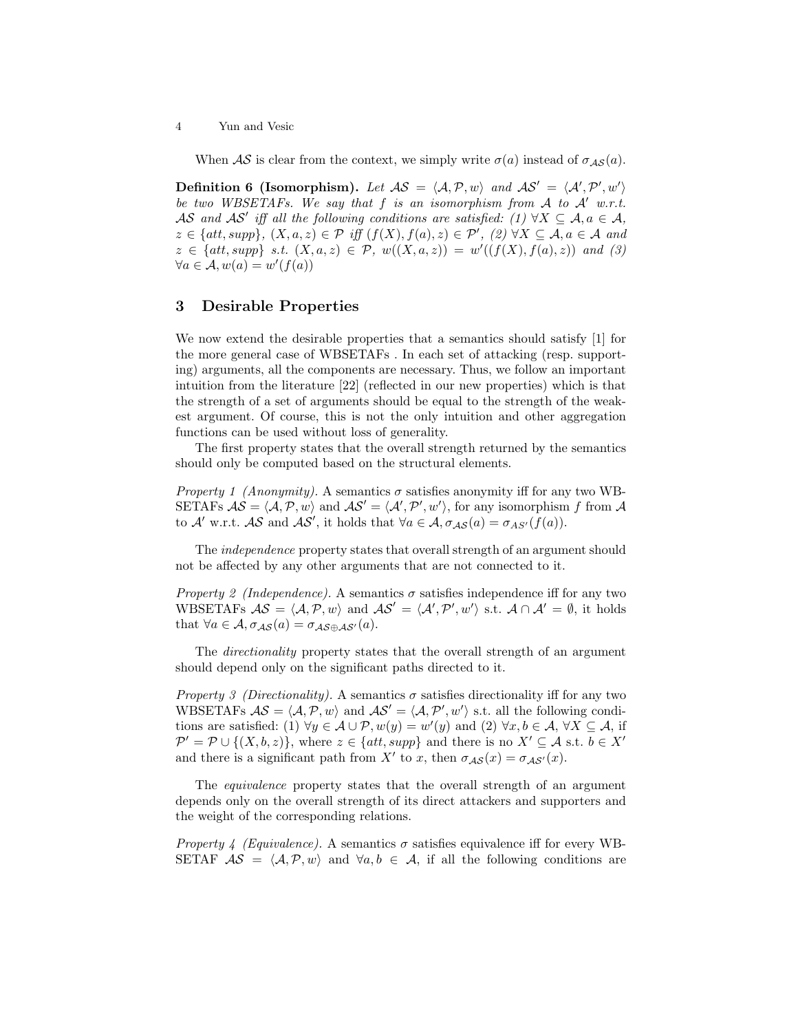When $\mathcal{AS}$ is clear from the context, we simply write $\sigma(a)$ instead of $\sigma_{\mathcal{AS}}(a)$.

**Definition 6 (Isomorphism).** *Let $\mathcal{AS} = \langle \mathcal{A}, \mathcal{P}, w \rangle$ and $\mathcal{AS}' = \langle \mathcal{A}', \mathcal{P}', w' \rangle$ be two WBSETAFs. We say that $f$ is an isomorphism from $\mathcal{A}$ to $\mathcal{A}'$ w.r.t. $\mathcal{AS}$ and $\mathcal{AS}'$ iff all the following conditions are satisfied: (1) $\forall X \subseteq \mathcal{A}, a \in \mathcal{A}$, $z \in \{att, supp\}$, $(X, a, z) \in \mathcal{P}$ iff $(f(X), f(a), z) \in \mathcal{P}'$, (2) $\forall X \subseteq \mathcal{A}, a \in \mathcal{A}$ and $z \in \{att, supp\}$ s.t. $(X, a, z) \in \mathcal{P}$, $w((X, a, z)) = w'((f(X), f(a), z))$ and (3) $\forall a \in \mathcal{A}, w(a) = w'(f(a))$*

## 3 Desirable Properties

We now extend the desirable properties that a semantics should satisfy [1] for the more general case of WBSETAFs . In each set of attacking (resp. supporting) arguments, all the components are necessary. Thus, we follow an important intuition from the literature [22] (reflected in our new properties) which is that the strength of a set of arguments should be equal to the strength of the weakest argument. Of course, this is not the only intuition and other aggregation functions can be used without loss of generality.

The first property states that the overall strength returned by the semantics should only be computed based on the structural elements.

*Property 1 (Anonymity).* A semantics $\sigma$ satisfies anonymity iff for any two WBSETAFs $\mathcal{AS} = \langle \mathcal{A}, \mathcal{P}, w \rangle$ and $\mathcal{AS}' = \langle \mathcal{A}', \mathcal{P}', w' \rangle$, for any isomorphism $f$ from $\mathcal{A}$ to $\mathcal{A}'$ w.r.t. $\mathcal{AS}$ and $\mathcal{AS}'$, it holds that $\forall a \in \mathcal{A}, \sigma_{\mathcal{AS}}(a) = \sigma_{AS'}(f(a))$.

The *independence* property states that overall strength of an argument should not be affected by any other arguments that are not connected to it.

*Property 2 (Independence).* A semantics $\sigma$ satisfies independence iff for any two WBSETAFs $\mathcal{AS} = \langle \mathcal{A}, \mathcal{P}, w \rangle$ and $\mathcal{AS}' = \langle \mathcal{A}', \mathcal{P}', w' \rangle$ s.t. $\mathcal{A} \cap \mathcal{A}' = \emptyset$, it holds that $\forall a \in \mathcal{A}, \sigma_{\mathcal{AS}}(a) = \sigma_{\mathcal{AS} \oplus \mathcal{AS}'}(a)$.

The *directionality* property states that the overall strength of an argument should depend only on the significant paths directed to it.

*Property 3 (Directionality).* A semantics $\sigma$ satisfies directionality iff for any two WBSETAFs $\mathcal{AS} = \langle \mathcal{A}, \mathcal{P}, w \rangle$ and $\mathcal{AS}' = \langle \mathcal{A}, \mathcal{P}', w' \rangle$ s.t. all the following conditions are satisfied: (1) $\forall y \in \mathcal{A} \cup \mathcal{P}, w(y) = w'(y)$ and (2) $\forall x, b \in \mathcal{A}$, $\forall X \subseteq \mathcal{A}$, if $\mathcal{P}' = \mathcal{P} \cup \{(X, b, z)\}$, where $z \in \{att, supp\}$ and there is no $X' \subseteq \mathcal{A}$ s.t. $b \in X'$ and there is a significant path from $X'$ to $x$, then $\sigma_{\mathcal{AS}}(x) = \sigma_{\mathcal{AS}'}(x)$.

The *equivalence* property states that the overall strength of an argument depends only on the overall strength of its direct attackers and supporters and the weight of the corresponding relations.

*Property 4 (Equivalence).* A semantics $\sigma$ satisfies equivalence iff for every WBSETAF $\mathcal{AS} = \langle \mathcal{A}, \mathcal{P}, w \rangle$ and $\forall a, b \in \mathcal{A}$, if all the following conditions are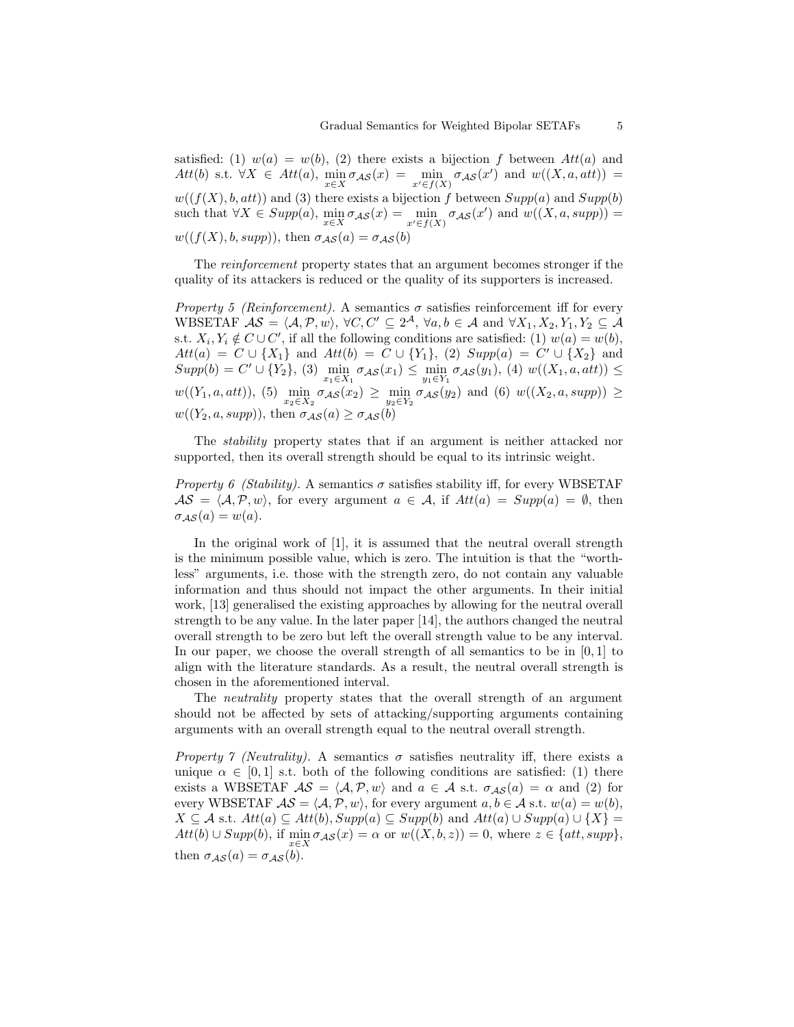satisfied: (1) $w(a) = w(b)$, (2) there exists a bijection $f$ between $Att(a)$ and $Att(b)$ s.t. $\forall X \in Att(a)$, $\min_{x \in X} \sigma_{\mathcal{AS}}(x) = \min_{x' \in f(X)} \sigma_{\mathcal{AS}}(x')$ and $w((X, a, att)) = w((f(X), b, att))$ and (3) there exists a bijection $f$ between $Supp(a)$ and $Supp(b)$ such that $\forall X \in Supp(a)$, $\min_{x \in X} \sigma_{\mathcal{AS}}(x) = \min_{x' \in f(X)} \sigma_{\mathcal{AS}}(x')$ and $w((X, a, supp)) = w((f(X), b, supp))$, then $\sigma_{\mathcal{AS}}(a) = \sigma_{\mathcal{AS}}(b)$

The *reinforcement* property states that an argument becomes stronger if the quality of its attackers is reduced or the quality of its supporters is increased.

*Property 5 (Reinforcement).* A semantics $\sigma$ satisfies reinforcement iff for every WBSETAF $\mathcal{AS} = \langle \mathcal{A}, \mathcal{P}, w \rangle$, $\forall C, C' \subseteq 2^{\mathcal{A}}$, $\forall a, b \in \mathcal{A}$ and $\forall X_1, X_2, Y_1, Y_2 \subseteq \mathcal{A}$ s.t. $X_i, Y_i \notin C \cup C'$, if all the following conditions are satisfied: (1) $w(a) = w(b)$, $Att(a) = C \cup \{X_1\}$ and $Att(b) = C \cup \{Y_1\}$, (2) $Supp(a) = C' \cup \{X_2\}$ and $Supp(b) = C' \cup \{Y_2\}$, (3) $\min_{x_1 \in X_1} \sigma_{\mathcal{AS}}(x_1) \leq \min_{y_1 \in Y_1} \sigma_{\mathcal{AS}}(y_1)$, (4) $w((X_1, a, att)) \leq w((Y_1, a, att))$, (5) $\min_{x_2 \in X_2} \sigma_{\mathcal{AS}}(x_2) \geq \min_{y_2 \in Y_2} \sigma_{\mathcal{AS}}(y_2)$ and (6) $w((X_2, a, supp)) \geq w((Y_2, a, supp))$, then $\sigma_{\mathcal{AS}}(a) \geq \sigma_{\mathcal{AS}}(b)$

The *stability* property states that if an argument is neither attacked nor supported, then its overall strength should be equal to its intrinsic weight.

*Property 6 (Stability).* A semantics $\sigma$ satisfies stability iff, for every WBSETAF $\mathcal{AS} = \langle \mathcal{A}, \mathcal{P}, w \rangle$, for every argument $a \in \mathcal{A}$, if $Att(a) = Supp(a) = \emptyset$, then $\sigma_{\mathcal{AS}}(a) = w(a)$.

In the original work of [1], it is assumed that the neutral overall strength is the minimum possible value, which is zero. The intuition is that the "worthless" arguments, i.e. those with the strength zero, do not contain any valuable information and thus should not impact the other arguments. In their initial work, [13] generalised the existing approaches by allowing for the neutral overall strength to be any value. In the later paper [14], the authors changed the neutral overall strength to be zero but left the overall strength value to be any interval. In our paper, we choose the overall strength of all semantics to be in $[0, 1]$ to align with the literature standards. As a result, the neutral overall strength is chosen in the aforementioned interval.

The *neutrality* property states that the overall strength of an argument should not be affected by sets of attacking/supporting arguments containing arguments with an overall strength equal to the neutral overall strength.

*Property 7 (Neutrality).* A semantics $\sigma$ satisfies neutrality iff, there exists a unique $\alpha \in [0, 1]$ s.t. both of the following conditions are satisfied: (1) there exists a WBSETAF $\mathcal{AS} = \langle \mathcal{A}, \mathcal{P}, w \rangle$ and $a \in \mathcal{A}$ s.t. $\sigma_{\mathcal{AS}}(a) = \alpha$ and (2) for every WBSETAF $\mathcal{AS} = \langle \mathcal{A}, \mathcal{P}, w \rangle$, for every argument $a, b \in \mathcal{A}$ s.t. $w(a) = w(b)$, $X \subseteq \mathcal{A}$ s.t. $Att(a) \subseteq Att(b)$, $Supp(a) \subseteq Supp(b)$ and $Att(a) \cup Supp(a) \cup \{X\} = Att(b) \cup Supp(b)$, if $\min_{x \in X} \sigma_{\mathcal{AS}}(x) = \alpha$ or $w((X, b, z)) = 0$, where $z \in \{att, supp\}$, then $\sigma_{\mathcal{AS}}(a) = \sigma_{\mathcal{AS}}(b)$.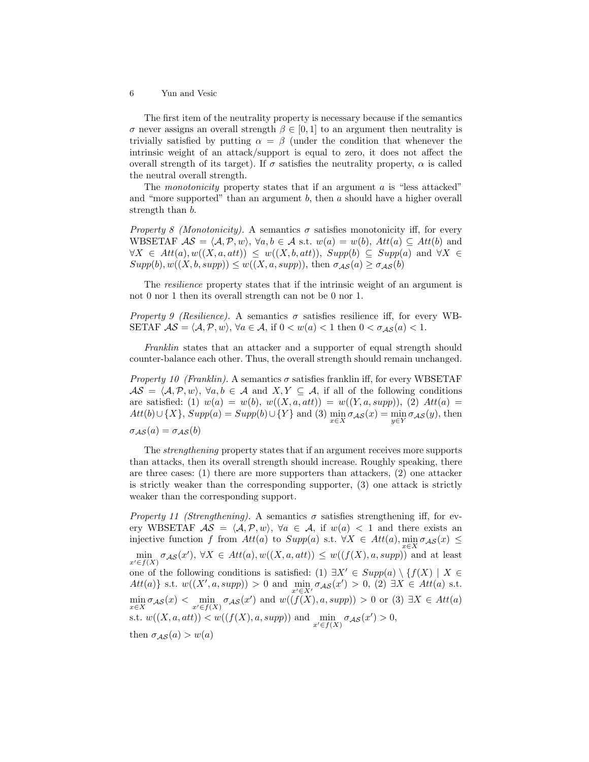The first item of the neutrality property is necessary because if the semantics $\sigma$ never assigns an overall strength $\beta \in [0, 1]$ to an argument then neutrality is trivially satisfied by putting $\alpha = \beta$ (under the condition that whenever the intrinsic weight of an attack/support is equal to zero, it does not affect the overall strength of its target). If $\sigma$ satisfies the neutrality property, $\alpha$ is called the neutral overall strength.

The *monotonicity* property states that if an argument $a$ is "less attacked" and "more supported" than an argument $b$, then $a$ should have a higher overall strength than $b$.

*Property 8 (Monotonicity).* A semantics $\sigma$ satisfies monotonicity iff, for every WBSETAF $\mathcal{AS} = \langle \mathcal{A}, \mathcal{P}, w \rangle$, $\forall a, b \in \mathcal{A}$ s.t. $w(a) = w(b)$, $Att(a) \subseteq Att(b)$ and $\forall X \in Att(a), w((X, a, att)) \leq w((X, b, att))$, $Supp(b) \subseteq Supp(a)$ and $\forall X \in Supp(b), w((X, b, supp)) \leq w((X, a, supp))$, then $\sigma_{\mathcal{AS}}(a) \geq \sigma_{\mathcal{AS}}(b)$

The *resilience* property states that if the intrinsic weight of an argument is not 0 nor 1 then its overall strength can not be 0 nor 1.

*Property 9 (Resilience).* A semantics $\sigma$ satisfies resilience iff, for every WBSETAF $\mathcal{AS} = \langle \mathcal{A}, \mathcal{P}, w \rangle$, $\forall a \in \mathcal{A}$, if $0 < w(a) < 1$ then $0 < \sigma_{\mathcal{AS}}(a) < 1$.

*Franklin* states that an attacker and a supporter of equal strength should counter-balance each other. Thus, the overall strength should remain unchanged.

*Property 10 (Franklin).* A semantics $\sigma$ satisfies franklin iff, for every WBSETAF $\mathcal{AS} = \langle \mathcal{A}, \mathcal{P}, w \rangle$, $\forall a, b \in \mathcal{A}$ and $X, Y \subseteq \mathcal{A}$, if all of the following conditions are satisfied: (1) $w(a) = w(b)$, $w((X, a, att)) = w((Y, a, supp))$, (2) $Att(a) = Att(b) \cup \{X\}$, $Supp(a) = Supp(b) \cup \{Y\}$ and (3) $\min\limits_{x \in X} \sigma_{\mathcal{AS}}(x) = \min\limits_{y \in Y} \sigma_{\mathcal{AS}}(y)$, then $\sigma_{\mathcal{AS}}(a) = \sigma_{\mathcal{AS}}(b)$

The *strengthening* property states that if an argument receives more supports than attacks, then its overall strength should increase. Roughly speaking, there are three cases: (1) there are more supporters than attackers, (2) one attacker is strictly weaker than the corresponding supporter, (3) one attack is strictly weaker than the corresponding support.

*Property 11 (Strengthening).* A semantics $\sigma$ satisfies strengthening iff, for every WBSETAF $\mathcal{AS} = \langle \mathcal{A}, \mathcal{P}, w \rangle$, $\forall a \in \mathcal{A}$, if $w(a) < 1$ and there exists an injective function $f$ from $Att(a)$ to $Supp(a)$ s.t. $\forall X \in Att(a), \min\limits_{x \in X} \sigma_{\mathcal{AS}}(x) \leq \min\limits_{x' \in f(X)} \sigma_{\mathcal{AS}}(x')$, $\forall X \in Att(a), w((X, a, att)) \leq w((f(X), a, supp))$ and at least one of the following conditions is satisfied: (1) $\exists X' \in Supp(a) \setminus \{f(X) \mid X \in Att(a)\}$ s.t. $w((X', a, supp)) > 0$ and $\min\limits_{x' \in X'} \sigma_{\mathcal{AS}}(x') > 0$, (2) $\exists X \in Att(a)$ s.t. $\min\limits_{x \in X} \sigma_{\mathcal{AS}}(x) < \min\limits_{x' \in f(X)} \sigma_{\mathcal{AS}}(x')$ and $w((f(X), a, supp)) > 0$ or (3) $\exists X \in Att(a)$ s.t. $w((X, a, att)) < w((f(X), a, supp))$ and $\min\limits_{x' \in f(X)} \sigma_{\mathcal{AS}}(x') > 0$,
then $\sigma_{\mathcal{AS}}(a) > w(a)$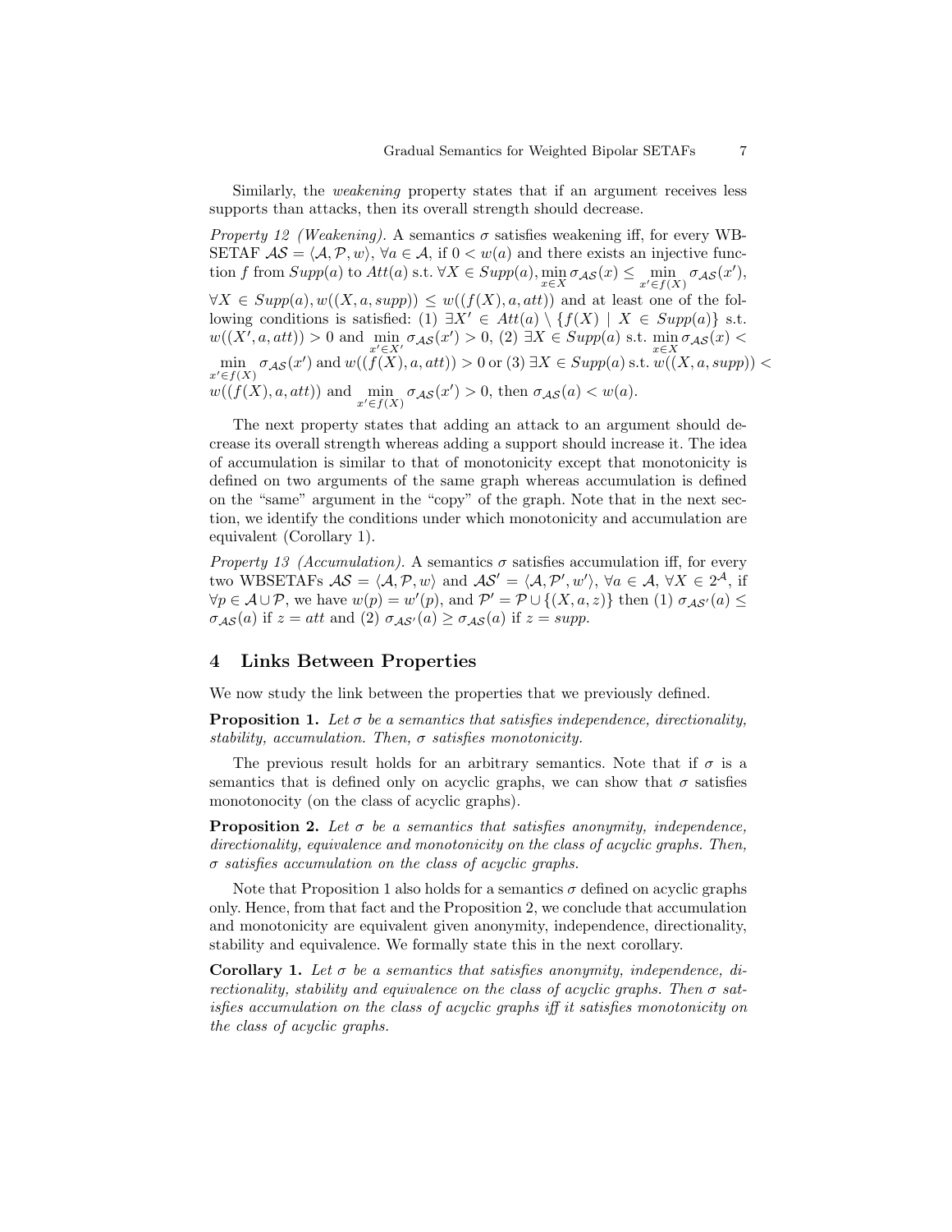Similarly, the *weakening* property states that if an argument receives less supports than attacks, then its overall strength should decrease.

*Property 12 (Weakening).* A semantics $\sigma$ satisfies weakening iff, for every WBSETAF $\mathcal{AS} = \langle \mathcal{A}, \mathcal{P}, w \rangle$, $\forall a \in \mathcal{A}$, if $0 < w(a)$ and there exists an injective function $f$ from $Supp(a)$ to $Att(a)$ s.t. $\forall X \in Supp(a), \min_{x \in X} \sigma_{\mathcal{AS}}(x) \leq \min_{x' \in f(X)} \sigma_{\mathcal{AS}}(x')$, $\forall X \in Supp(a), w((X, a, supp)) \leq w((f(X), a, att))$ and at least one of the following conditions is satisfied: (1) $\exists X' \in Att(a) \setminus \{f(X) \mid X \in Supp(a)\}$ s.t. $w((X', a, att)) > 0$ and $\min_{x' \in X'} \sigma_{\mathcal{AS}}(x') > 0$, (2) $\exists X \in Supp(a)$ s.t. $\min_{x \in X} \sigma_{\mathcal{AS}}(x) < \min_{x' \in f(X)} \sigma_{\mathcal{AS}}(x')$ and $w((f(X), a, att)) > 0$ or (3) $\exists X \in Supp(a)$ s.t. $w((X, a, supp)) < w((f(X), a, att))$ and $\min_{x' \in f(X)} \sigma_{\mathcal{AS}}(x') > 0$, then $\sigma_{\mathcal{AS}}(a) < w(a)$.

The next property states that adding an attack to an argument should decrease its overall strength whereas adding a support should increase it. The idea of accumulation is similar to that of monotonicity except that monotonicity is defined on two arguments of the same graph whereas accumulation is defined on the "same" argument in the "copy" of the graph. Note that in the next section, we identify the conditions under which monotonicity and accumulation are equivalent (Corollary 1).

*Property 13 (Accumulation).* A semantics $\sigma$ satisfies accumulation iff, for every two WBSETAFs $\mathcal{AS} = \langle \mathcal{A}, \mathcal{P}, w \rangle$ and $\mathcal{AS}' = \langle \mathcal{A}, \mathcal{P}', w' \rangle$, $\forall a \in \mathcal{A}$, $\forall X \in 2^{\mathcal{A}}$, if $\forall p \in \mathcal{A} \cup \mathcal{P}$, we have $w(p) = w'(p)$, and $\mathcal{P}' = \mathcal{P} \cup \{(X, a, z)\}$ then (1) $\sigma_{\mathcal{AS}'}(a) \leq \sigma_{\mathcal{AS}}(a)$ if $z = att$ and (2) $\sigma_{\mathcal{AS}'}(a) \geq \sigma_{\mathcal{AS}}(a)$ if $z = supp$.

## 4 Links Between Properties

We now study the link between the properties that we previously defined.

**Proposition 1.** *Let $\sigma$ be a semantics that satisfies independence, directionality, stability, accumulation. Then, $\sigma$ satisfies monotonicity.*

The previous result holds for an arbitrary semantics. Note that if $\sigma$ is a semantics that is defined only on acyclic graphs, we can show that $\sigma$ satisfies monotonocity (on the class of acyclic graphs).

**Proposition 2.** *Let $\sigma$ be a semantics that satisfies anonymity, independence, directionality, equivalence and monotonicity on the class of acyclic graphs. Then, $\sigma$ satisfies accumulation on the class of acyclic graphs.*

Note that Proposition 1 also holds for a semantics $\sigma$ defined on acyclic graphs only. Hence, from that fact and the Proposition 2, we conclude that accumulation and monotonicity are equivalent given anonymity, independence, directionality, stability and equivalence. We formally state this in the next corollary.

**Corollary 1.** *Let $\sigma$ be a semantics that satisfies anonymity, independence, directionality, stability and equivalence on the class of acyclic graphs. Then $\sigma$ satisfies accumulation on the class of acyclic graphs iff it satisfies monotonicity on the class of acyclic graphs.*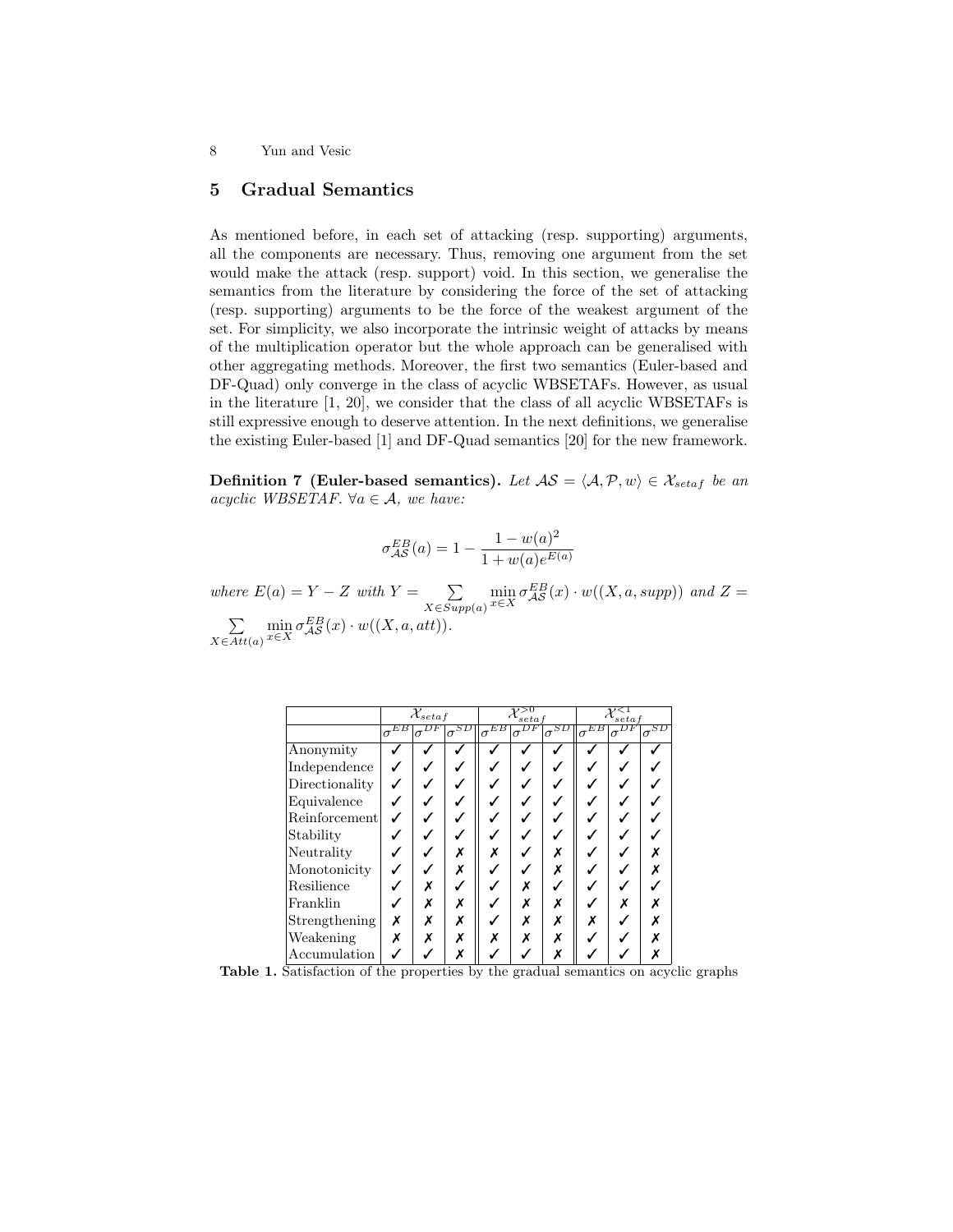## 5 Gradual Semantics

As mentioned before, in each set of attacking (resp. supporting) arguments, all the components are necessary. Thus, removing one argument from the set would make the attack (resp. support) void. In this section, we generalise the semantics from the literature by considering the force of the set of attacking (resp. supporting) arguments to be the force of the weakest argument of the set. For simplicity, we also incorporate the intrinsic weight of attacks by means of the multiplication operator but the whole approach can be generalised with other aggregating methods. Moreover, the first two semantics (Euler-based and DF-Quad) only converge in the class of acyclic WBSETAFs. However, as usual in the literature [1, 20], we consider that the class of all acyclic WBSETAFs is still expressive enough to deserve attention. In the next definitions, we generalise the existing Euler-based [1] and DF-Quad semantics [20] for the new framework.

**Definition 7 (Euler-based semantics).** *Let $\mathcal{AS} = \langle \mathcal{A}, \mathcal{P}, w \rangle \in \mathcal{X}_{setaf}$ be an acyclic WBSETAF. $\forall a \in \mathcal{A}$, we have:*

$$\sigma^{EB}_{\mathcal{AS}}(a) = 1 - \frac{1 - w(a)^2}{1 + w(a)e^{E(a)}}$$

*where $E(a) = Y - Z$ with $Y = \sum\limits_{X \in Supp(a)} \min\limits_{x \in X} \sigma^{EB}_{\mathcal{AS}}(x) \cdot w((X, a, supp))$ and $Z = \sum\limits_{X \in Att(a)} \min\limits_{x \in X} \sigma^{EB}_{\mathcal{AS}}(x) \cdot w((X, a, att))$.*

| | $\mathcal{X}_{setaf}$ | | | $\mathcal{X}^{>0}_{setaf}$ | | | $\mathcal{X}^{<1}_{setaf}$ | | |
|---|---|---|---|---|---|---|---|---|---|
| | $\sigma^{EB}$ | $\sigma^{DF}$ | $\sigma^{SD}$ | $\sigma^{EB}$ | $\sigma^{DF}$ | $\sigma^{SD}$ | $\sigma^{EB}$ | $\sigma^{DF}$ | $\sigma^{SD}$ |
| Anonymity | ✓ | ✓ | ✓ | ✓ | ✓ | ✓ | ✓ | ✓ | ✓ |
| Independence | ✓ | ✓ | ✓ | ✓ | ✓ | ✓ | ✓ | ✓ | ✓ |
| Directionality | ✓ | ✓ | ✓ | ✓ | ✓ | ✓ | ✓ | ✓ | ✓ |
| Equivalence | ✓ | ✓ | ✓ | ✓ | ✓ | ✓ | ✓ | ✓ | ✓ |
| Reinforcement | ✓ | ✓ | ✓ | ✓ | ✓ | ✓ | ✓ | ✓ | ✓ |
| Stability | ✓ | ✓ | ✓ | ✓ | ✓ | ✓ | ✓ | ✓ | ✓ |
| Neutrality | ✓ | ✓ | ✗ | ✗ | ✓ | ✗ | ✓ | ✓ | ✗ |
| Monotonicity | ✓ | ✓ | ✗ | ✓ | ✓ | ✗ | ✓ | ✓ | ✗ |
| Resilience | ✓ | ✗ | ✓ | ✓ | ✗ | ✓ | ✓ | ✓ | ✓ |
| Franklin | ✓ | ✗ | ✗ | ✓ | ✗ | ✗ | ✓ | ✗ | ✗ |
| Strengthening | ✗ | ✗ | ✗ | ✓ | ✗ | ✗ | ✗ | ✓ | ✗ |
| Weakening | ✗ | ✗ | ✗ | ✗ | ✗ | ✗ | ✓ | ✓ | ✗ |
| Accumulation | ✓ | ✓ | ✗ | ✓ | ✓ | ✗ | ✓ | ✓ | ✗ |

**Table 1.** Satisfaction of the properties by the gradual semantics on acyclic graphs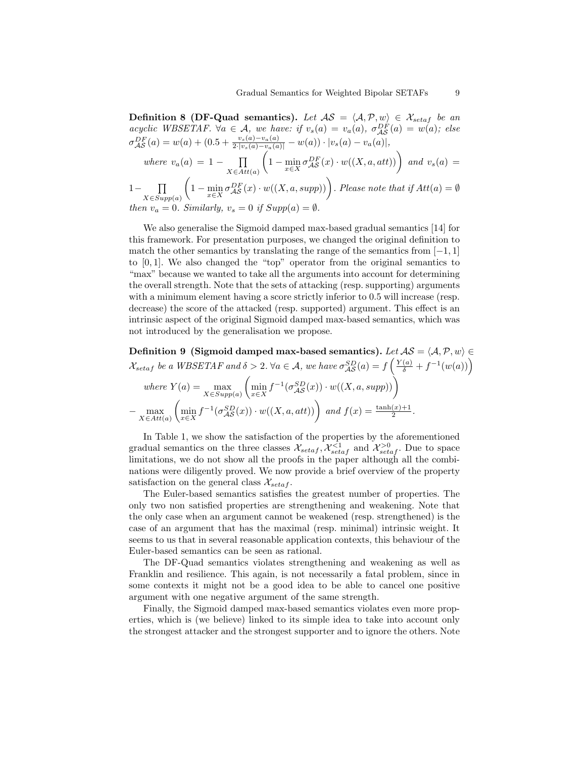**Definition 8 (DF-Quad semantics).** *Let $\mathcal{AS} = \langle \mathcal{A}, \mathcal{P}, w\rangle \in \mathcal{X}_{setaf}$ be an acyclic WBSETAF. $\forall a \in \mathcal{A}$, we have: if $v_s(a) = v_a(a)$, $\sigma^{DF}_{\mathcal{AS}}(a) = w(a)$; else $\sigma^{DF}_{\mathcal{AS}}(a) = w(a) + (0.5 + \frac{v_s(a)-v_a(a)}{2\cdot|v_s(a)-v_a(a)|} - w(a)) \cdot |v_s(a) - v_a(a)|$,*

*where $v_a(a) = 1 - \prod_{X \in Att(a)} \left(1 - \min_{x\in X} \sigma^{DF}_{\mathcal{AS}}(x) \cdot w((X, a, att))\right)$ and $v_s(a) = 1 - \prod_{X \in Supp(a)} \left(1 - \min_{x\in X} \sigma^{DF}_{\mathcal{AS}}(x) \cdot w((X, a, supp))\right)$. Please note that if $Att(a) = \emptyset$ then $v_a = 0$. Similarly, $v_s = 0$ if $Supp(a) = \emptyset$.*

We also generalise the Sigmoid damped max-based gradual semantics [14] for this framework. For presentation purposes, we changed the original definition to match the other semantics by translating the range of the semantics from $[-1, 1]$ to $[0, 1]$. We also changed the "top" operator from the original semantics to "max" because we wanted to take all the arguments into account for determining the overall strength. Note that the sets of attacking (resp. supporting) arguments with a minimum element having a score strictly inferior to 0.5 will increase (resp. decrease) the score of the attacked (resp. supported) argument. This effect is an intrinsic aspect of the original Sigmoid damped max-based semantics, which was not introduced by the generalisation we propose.

**Definition 9 (Sigmoid damped max-based semantics).** *Let $\mathcal{AS} = \langle \mathcal{A}, \mathcal{P}, w\rangle \in \mathcal{X}_{setaf}$ be a WBSETAF and $\delta > 2$. $\forall a \in \mathcal{A}$, we have $\sigma^{SD}_{\mathcal{AS}}(a) = f\left(\frac{Y(a)}{\delta} + f^{-1}(w(a))\right)$*

*where $Y(a) = \max_{X \in Supp(a)} \left(\min_{x\in X} f^{-1}(\sigma^{SD}_{\mathcal{AS}}(x)) \cdot w((X, a, supp))\right)$*
*$- \max_{X \in Att(a)} \left(\min_{x\in X} f^{-1}(\sigma^{SD}_{\mathcal{AS}}(x)) \cdot w((X, a, att))\right)$ and $f(x) = \frac{\tanh(x)+1}{2}$.*

In Table 1, we show the satisfaction of the properties by the aforementioned gradual semantics on the three classes $\mathcal{X}_{setaf}, \mathcal{X}^{<1}_{setaf}$ and $\mathcal{X}^{>0}_{setaf}$. Due to space limitations, we do not show all the proofs in the paper although all the combinations were diligently proved. We now provide a brief overview of the property satisfaction on the general class $\mathcal{X}_{setaf}$.

The Euler-based semantics satisfies the greatest number of properties. The only two non satisfied properties are strengthening and weakening. Note that the only case when an argument cannot be weakened (resp. strengthened) is the case of an argument that has the maximal (resp. minimal) intrinsic weight. It seems to us that in several reasonable application contexts, this behaviour of the Euler-based semantics can be seen as rational.

The DF-Quad semantics violates strengthening and weakening as well as Franklin and resilience. This again, is not necessarily a fatal problem, since in some contexts it might not be a good idea to be able to cancel one positive argument with one negative argument of the same strength.

Finally, the Sigmoid damped max-based semantics violates even more properties, which is (we believe) linked to its simple idea to take into account only the strongest attacker and the strongest supporter and to ignore the others. Note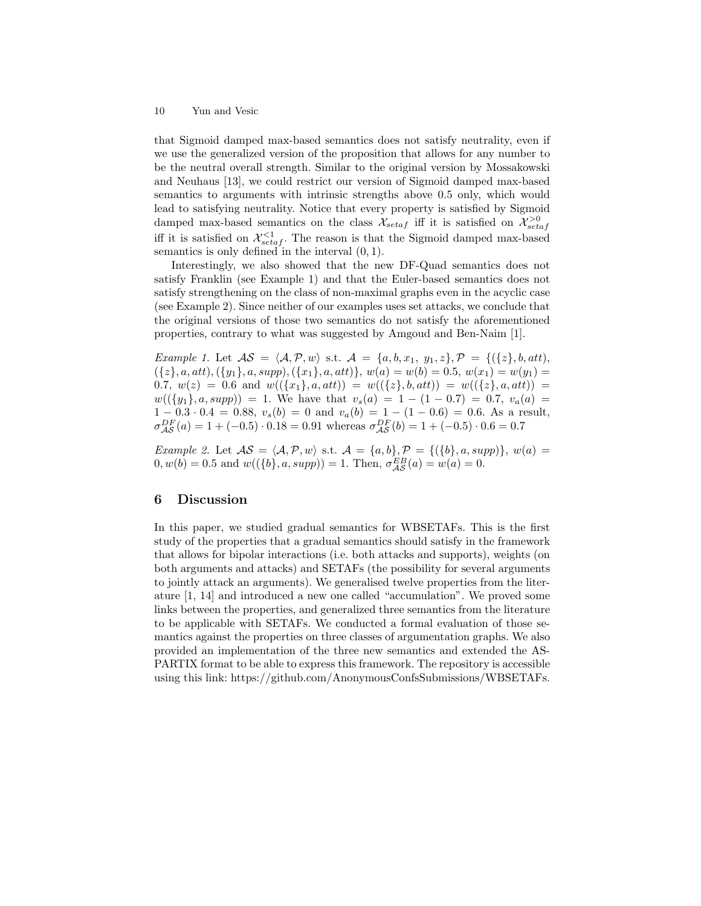that Sigmoid damped max-based semantics does not satisfy neutrality, even if we use the generalized version of the proposition that allows for any number to be the neutral overall strength. Similar to the original version by Mossakowski and Neuhaus [13], we could restrict our version of Sigmoid damped max-based semantics to arguments with intrinsic strengths above 0.5 only, which would lead to satisfying neutrality. Notice that every property is satisfied by Sigmoid damped max-based semantics on the class $\mathcal{X}_{setaf}$ iff it is satisfied on $\mathcal{X}_{setaf}^{>0}$ iff it is satisfied on $\mathcal{X}_{setaf}^{<1}$. The reason is that the Sigmoid damped max-based semantics is only defined in the interval $(0, 1)$.

Interestingly, we also showed that the new DF-Quad semantics does not satisfy Franklin (see Example 1) and that the Euler-based semantics does not satisfy strengthening on the class of non-maximal graphs even in the acyclic case (see Example 2). Since neither of our examples uses set attacks, we conclude that the original versions of those two semantics do not satisfy the aforementioned properties, contrary to what was suggested by Amgoud and Ben-Naim [1].

*Example 1.* Let $\mathcal{AS} = \langle \mathcal{A}, \mathcal{P}, w \rangle$ s.t. $\mathcal{A} = \{a, b, x_1, y_1, z\}, \mathcal{P} = \{(\{z\}, b, att), (\{z\}, a, att), (\{y_1\}, a, supp), (\{x_1\}, a, att)\}$, $w(a) = w(b) = 0.5$, $w(x_1) = w(y_1) = 0.7$, $w(z) = 0.6$ and $w((\{x_1\}, a, att)) = w((\{z\}, b, att)) = w((\{z\}, a, att)) = w((\{y_1\}, a, supp)) = 1$. We have that $v_s(a) = 1 - (1 - 0.7) = 0.7$, $v_a(a) = 1 - 0.3 \cdot 0.4 = 0.88$, $v_s(b) = 0$ and $v_a(b) = 1 - (1 - 0.6) = 0.6$. As a result, $\sigma_{\mathcal{AS}}^{DF}(a) = 1 + (-0.5) \cdot 0.18 = 0.91$ whereas $\sigma_{\mathcal{AS}}^{DF}(b) = 1 + (-0.5) \cdot 0.6 = 0.7$

*Example 2.* Let $\mathcal{AS} = \langle \mathcal{A}, \mathcal{P}, w \rangle$ s.t. $\mathcal{A} = \{a, b\}, \mathcal{P} = \{(\{b\}, a, supp)\}$, $w(a) = 0, w(b) = 0.5$ and $w((\{b\}, a, supp)) = 1$. Then, $\sigma_{\mathcal{AS}}^{EB}(a) = w(a) = 0$.

## 6 Discussion

In this paper, we studied gradual semantics for WBSETAFs. This is the first study of the properties that a gradual semantics should satisfy in the framework that allows for bipolar interactions (i.e. both attacks and supports), weights (on both arguments and attacks) and SETAFs (the possibility for several arguments to jointly attack an arguments). We generalised twelve properties from the literature [1, 14] and introduced a new one called "accumulation". We proved some links between the properties, and generalized three semantics from the literature to be applicable with SETAFs. We conducted a formal evaluation of those semantics against the properties on three classes of argumentation graphs. We also provided an implementation of the three new semantics and extended the ASPARTIX format to be able to express this framework. The repository is accessible using this link: https://github.com/AnonymousConfsSubmissions/WBSETAFs.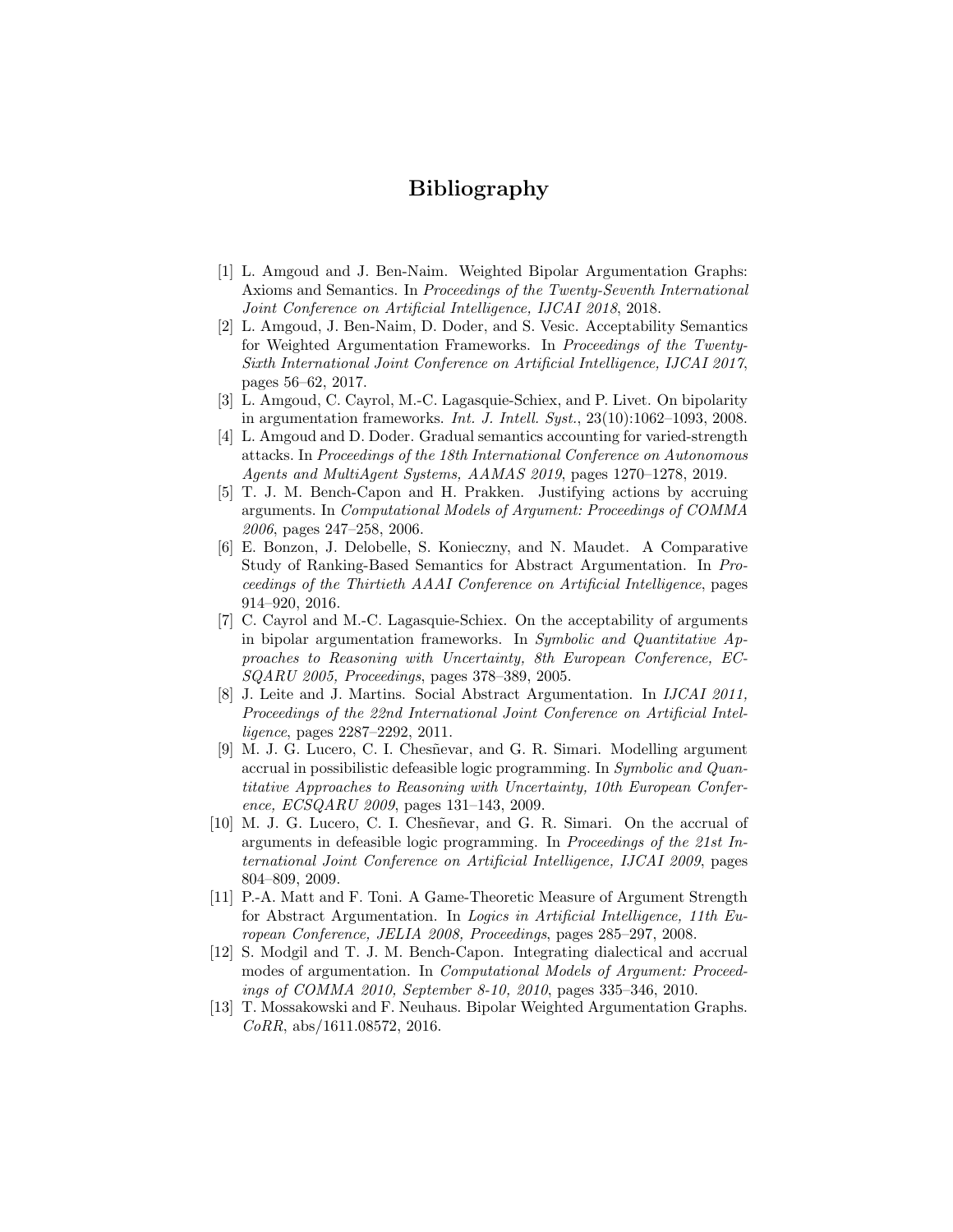# Bibliography

[1] L. Amgoud and J. Ben-Naim. Weighted Bipolar Argumentation Graphs: Axioms and Semantics. In *Proceedings of the Twenty-Seventh International Joint Conference on Artificial Intelligence, IJCAI 2018*, 2018.

[2] L. Amgoud, J. Ben-Naim, D. Doder, and S. Vesic. Acceptability Semantics for Weighted Argumentation Frameworks. In *Proceedings of the Twenty-Sixth International Joint Conference on Artificial Intelligence, IJCAI 2017*, pages 56–62, 2017.

[3] L. Amgoud, C. Cayrol, M.-C. Lagasquie-Schiex, and P. Livet. On bipolarity in argumentation frameworks. *Int. J. Intell. Syst.*, 23(10):1062–1093, 2008.

[4] L. Amgoud and D. Doder. Gradual semantics accounting for varied-strength attacks. In *Proceedings of the 18th International Conference on Autonomous Agents and MultiAgent Systems, AAMAS 2019*, pages 1270–1278, 2019.

[5] T. J. M. Bench-Capon and H. Prakken. Justifying actions by accruing arguments. In *Computational Models of Argument: Proceedings of COMMA 2006*, pages 247–258, 2006.

[6] E. Bonzon, J. Delobelle, S. Konieczny, and N. Maudet. A Comparative Study of Ranking-Based Semantics for Abstract Argumentation. In *Proceedings of the Thirtieth AAAI Conference on Artificial Intelligence*, pages 914–920, 2016.

[7] C. Cayrol and M.-C. Lagasquie-Schiex. On the acceptability of arguments in bipolar argumentation frameworks. In *Symbolic and Quantitative Approaches to Reasoning with Uncertainty, 8th European Conference, ECSQARU 2005, Proceedings*, pages 378–389, 2005.

[8] J. Leite and J. Martins. Social Abstract Argumentation. In *IJCAI 2011, Proceedings of the 22nd International Joint Conference on Artificial Intelligence*, pages 2287–2292, 2011.

[9] M. J. G. Lucero, C. I. Chesñevar, and G. R. Simari. Modelling argument accrual in possibilistic defeasible logic programming. In *Symbolic and Quantitative Approaches to Reasoning with Uncertainty, 10th European Conference, ECSQARU 2009*, pages 131–143, 2009.

[10] M. J. G. Lucero, C. I. Chesñevar, and G. R. Simari. On the accrual of arguments in defeasible logic programming. In *Proceedings of the 21st International Joint Conference on Artificial Intelligence, IJCAI 2009*, pages 804–809, 2009.

[11] P.-A. Matt and F. Toni. A Game-Theoretic Measure of Argument Strength for Abstract Argumentation. In *Logics in Artificial Intelligence, 11th European Conference, JELIA 2008, Proceedings*, pages 285–297, 2008.

[12] S. Modgil and T. J. M. Bench-Capon. Integrating dialectical and accrual modes of argumentation. In *Computational Models of Argument: Proceedings of COMMA 2010, September 8-10, 2010*, pages 335–346, 2010.

[13] T. Mossakowski and F. Neuhaus. Bipolar Weighted Argumentation Graphs. *CoRR*, abs/1611.08572, 2016.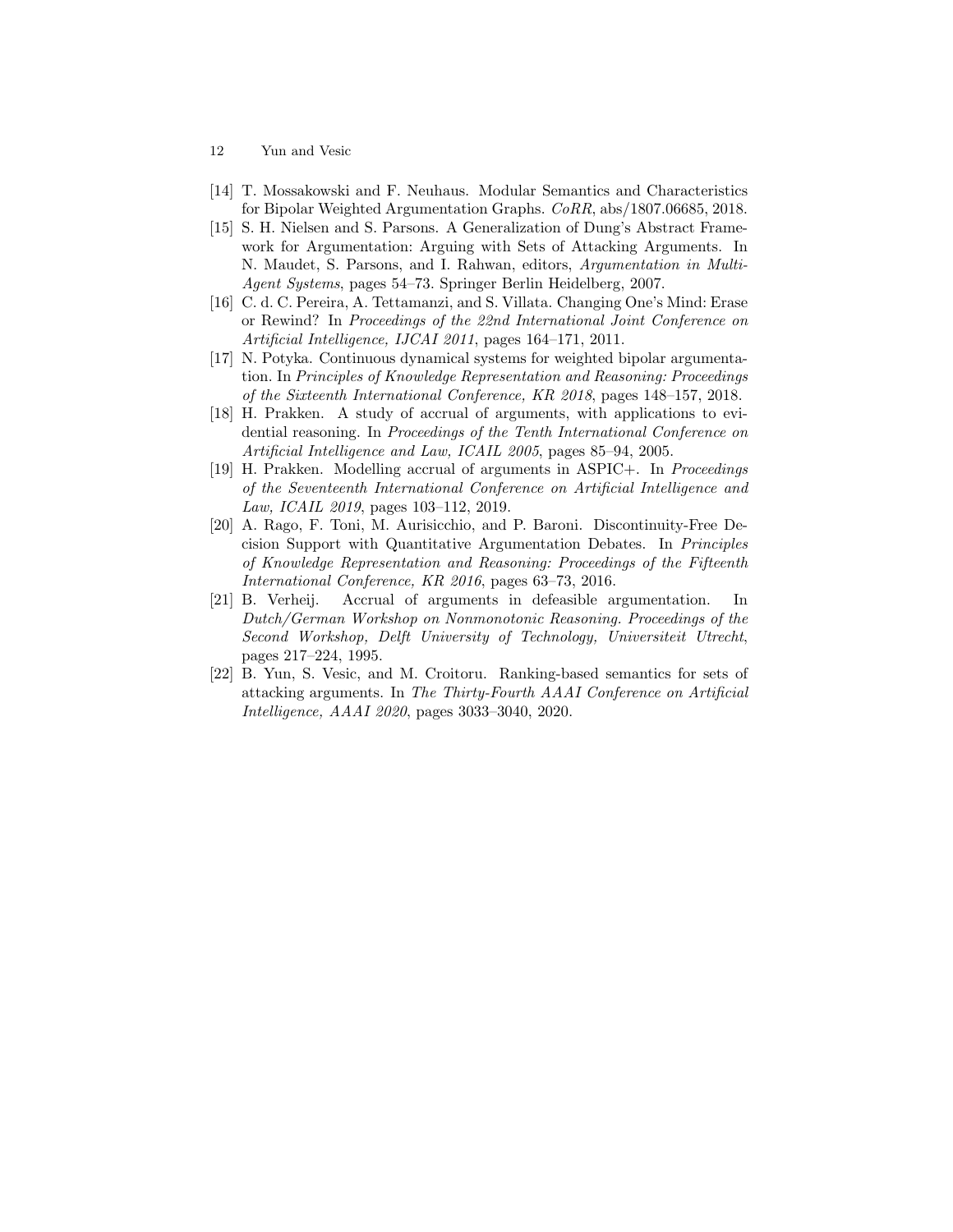[14] T. Mossakowski and F. Neuhaus. Modular Semantics and Characteristics for Bipolar Weighted Argumentation Graphs. *CoRR*, abs/1807.06685, 2018.

[15] S. H. Nielsen and S. Parsons. A Generalization of Dung's Abstract Framework for Argumentation: Arguing with Sets of Attacking Arguments. In N. Maudet, S. Parsons, and I. Rahwan, editors, *Argumentation in Multi-Agent Systems*, pages 54–73. Springer Berlin Heidelberg, 2007.

[16] C. d. C. Pereira, A. Tettamanzi, and S. Villata. Changing One's Mind: Erase or Rewind? In *Proceedings of the 22nd International Joint Conference on Artificial Intelligence, IJCAI 2011*, pages 164–171, 2011.

[17] N. Potyka. Continuous dynamical systems for weighted bipolar argumentation. In *Principles of Knowledge Representation and Reasoning: Proceedings of the Sixteenth International Conference, KR 2018*, pages 148–157, 2018.

[18] H. Prakken. A study of accrual of arguments, with applications to evidential reasoning. In *Proceedings of the Tenth International Conference on Artificial Intelligence and Law, ICAIL 2005*, pages 85–94, 2005.

[19] H. Prakken. Modelling accrual of arguments in ASPIC+. In *Proceedings of the Seventeenth International Conference on Artificial Intelligence and Law, ICAIL 2019*, pages 103–112, 2019.

[20] A. Rago, F. Toni, M. Aurisicchio, and P. Baroni. Discontinuity-Free Decision Support with Quantitative Argumentation Debates. In *Principles of Knowledge Representation and Reasoning: Proceedings of the Fifteenth International Conference, KR 2016*, pages 63–73, 2016.

[21] B. Verheij. Accrual of arguments in defeasible argumentation. In *Dutch/German Workshop on Nonmonotonic Reasoning. Proceedings of the Second Workshop, Delft University of Technology, Universiteit Utrecht*, pages 217–224, 1995.

[22] B. Yun, S. Vesic, and M. Croitoru. Ranking-based semantics for sets of attacking arguments. In *The Thirty-Fourth AAAI Conference on Artificial Intelligence, AAAI 2020*, pages 3033–3040, 2020.